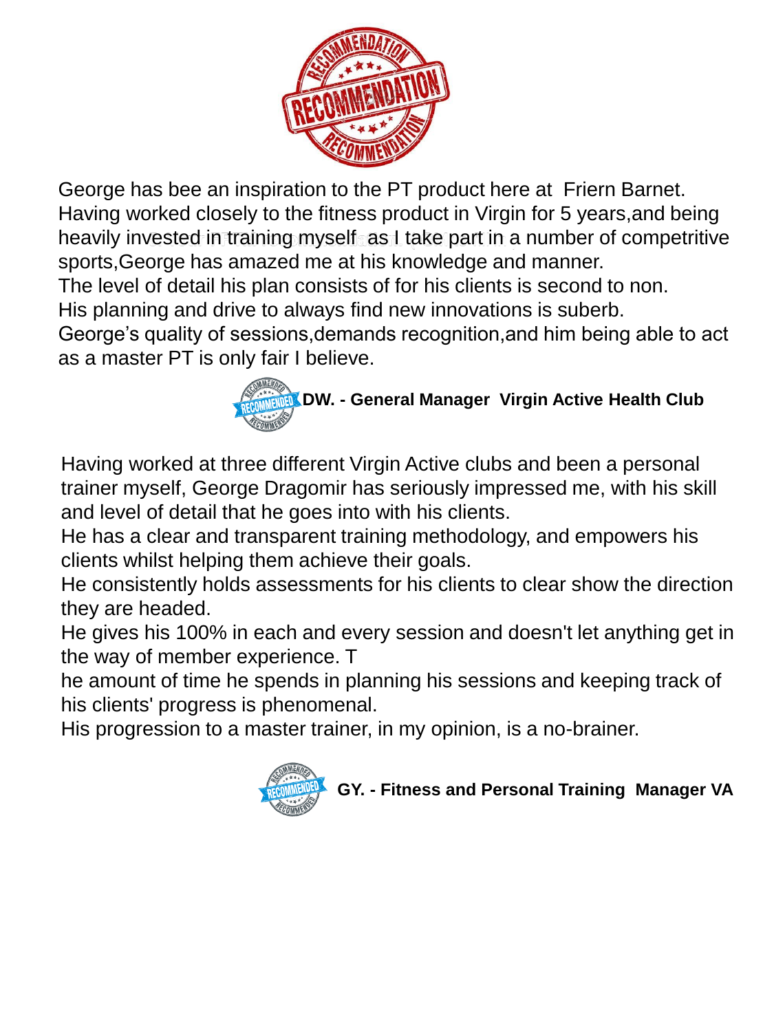George has bee an inspiration to the PT product here at Friern Barnet. Having worked closely to the fitness product in Virgin for 5 years,and being heavily invested in training myself as I take part in a number of competritive sports,George has amazed me at his knowledge and manner.
The level of detail his plan consists of for his clients is second to non.
His planning and drive to always find new innovations is suberb.
George's quality of sessions,demands recognition,and him being able to act as a master PT is only fair I believe.

**DW. - General Manager Virgin Active Health Club**

Having worked at three different Virgin Active clubs and been a personal trainer myself, George Dragomir has seriously impressed me, with his skill and level of detail that he goes into with his clients.
He has a clear and transparent training methodology, and empowers his clients whilst helping them achieve their goals.
He consistently holds assessments for his clients to clear show the direction they are headed.
He gives his 100% in each and every session and doesn't let anything get in the way of member experience. T
he amount of time he spends in planning his sessions and keeping track of his clients' progress is phenomenal.
His progression to a master trainer, in my opinion, is a no-brainer.

**GY. - Fitness and Personal Training Manager VA**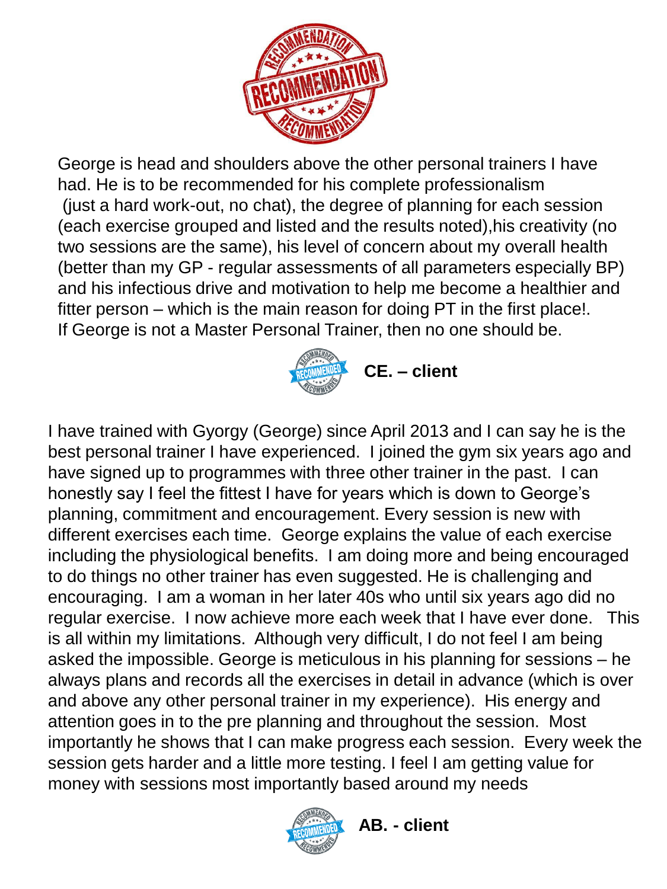George is head and shoulders above the other personal trainers I have had. He is to be recommended for his complete professionalism (just a hard work-out, no chat), the degree of planning for each session (each exercise grouped and listed and the results noted),his creativity (no two sessions are the same), his level of concern about my overall health (better than my GP - regular assessments of all parameters especially BP) and his infectious drive and motivation to help me become a healthier and fitter person – which is the main reason for doing PT in the first place!. If George is not a Master Personal Trainer, then no one should be.

**CE. – client**

I have trained with Gyorgy (George) since April 2013 and I can say he is the best personal trainer I have experienced. I joined the gym six years ago and have signed up to programmes with three other trainer in the past. I can honestly say I feel the fittest I have for years which is down to George's planning, commitment and encouragement. Every session is new with different exercises each time. George explains the value of each exercise including the physiological benefits. I am doing more and being encouraged to do things no other trainer has even suggested. He is challenging and encouraging. I am a woman in her later 40s who until six years ago did no regular exercise. I now achieve more each week that I have ever done. This is all within my limitations. Although very difficult, I do not feel I am being asked the impossible. George is meticulous in his planning for sessions – he always plans and records all the exercises in detail in advance (which is over and above any other personal trainer in my experience). His energy and attention goes in to the pre planning and throughout the session. Most importantly he shows that I can make progress each session. Every week the session gets harder and a little more testing. I feel I am getting value for money with sessions most importantly based around my needs

**AB. - client**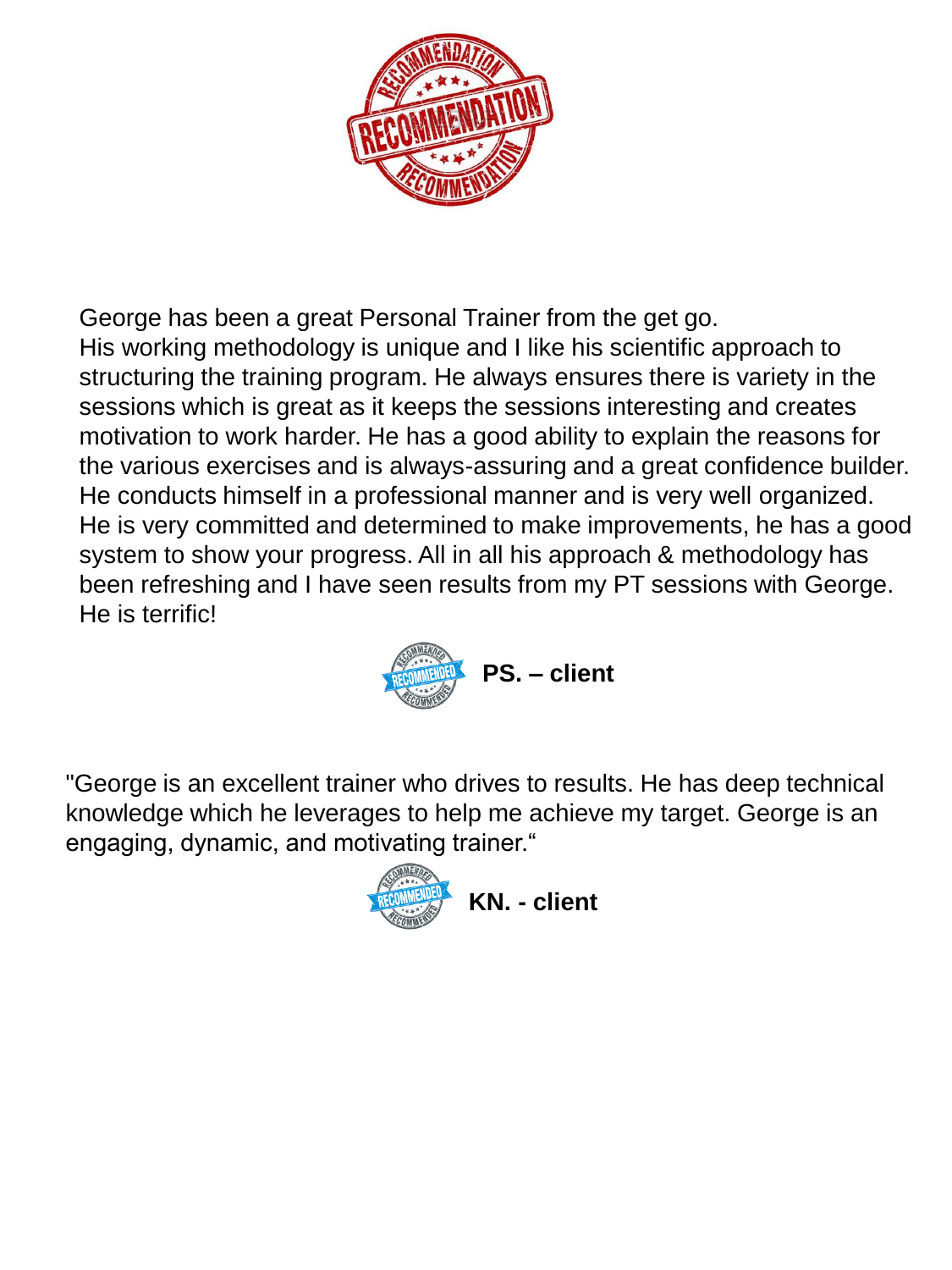George has been a great Personal Trainer from the get go. His working methodology is unique and I like his scientific approach to structuring the training program. He always ensures there is variety in the sessions which is great as it keeps the sessions interesting and creates motivation to work harder. He has a good ability to explain the reasons for the various exercises and is always-assuring and a great confidence builder. He conducts himself in a professional manner and is very well organized. He is very committed and determined to make improvements, he has a good system to show your progress. All in all his approach & methodology has been refreshing and I have seen results from my PT sessions with George. He is terrific!

**PS. – client**

"George is an excellent trainer who drives to results. He has deep technical knowledge which he leverages to help me achieve my target. George is an engaging, dynamic, and motivating trainer."

**KN. - client**